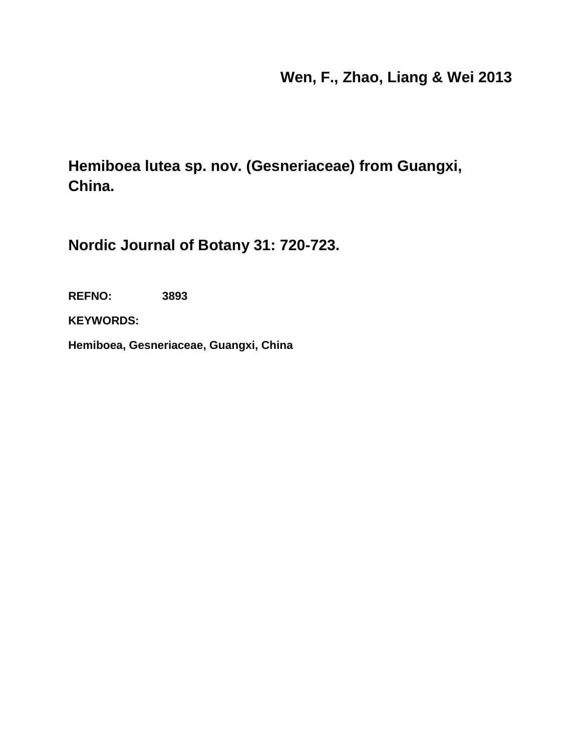**Wen, F., Zhao, Liang & Wei 2013**

# Hemiboea lutea sp. nov. (Gesneriaceae) from Guangxi, China.

## Nordic Journal of Botany 31: 720-723.

**REFNO:** **3893**

**KEYWORDS:**

**Hemiboea, Gesneriaceae, Guangxi, China**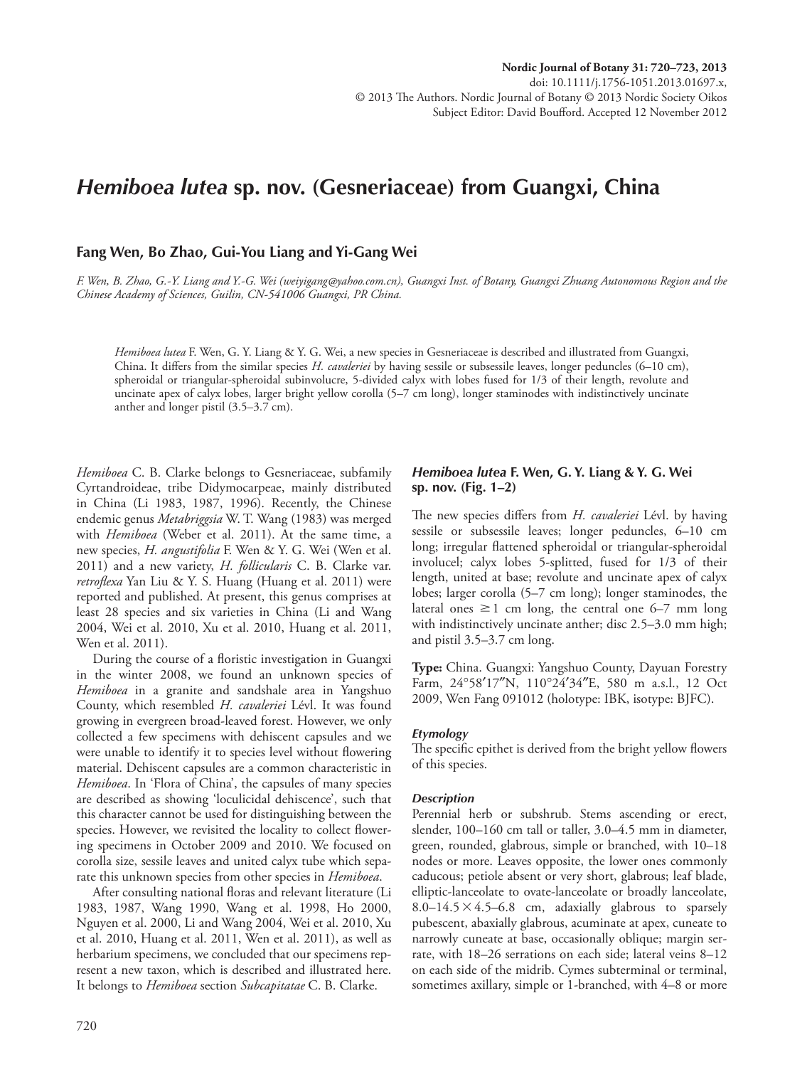# *Hemiboea lutea* sp. nov. (Gesneriaceae) from Guangxi, China

**Fang Wen, Bo Zhao, Gui-You Liang and Yi-Gang Wei**

*F. Wen, B. Zhao, G.-Y. Liang and Y.-G. Wei (weiyigang@yahoo.com.cn), Guangxi Inst. of Botany, Guangxi Zhuang Autonomous Region and the Chinese Academy of Sciences, Guilin, CN-541006 Guangxi, PR China.*

*Hemiboea lutea* F. Wen, G. Y. Liang & Y. G. Wei, a new species in Gesneriaceae is described and illustrated from Guangxi, China. It differs from the similar species *H. cavaleriei* by having sessile or subsessile leaves, longer peduncles (6–10 cm), spheroidal or triangular-spheroidal subinvolucre, 5-divided calyx with lobes fused for 1/3 of their length, revolute and uncinate apex of calyx lobes, larger bright yellow corolla (5–7 cm long), longer staminodes with indistinctively uncinate anther and longer pistil (3.5–3.7 cm).

*Hemiboea* C. B. Clarke belongs to Gesneriaceae, subfamily Cyrtandroideae, tribe Didymocarpeae, mainly distributed in China (Li 1983, 1987, 1996). Recently, the Chinese endemic genus *Metabriggsia* W. T. Wang (1983) was merged with *Hemiboea* (Weber et al. 2011). At the same time, a new species, *H. angustifolia* F. Wen & Y. G. Wei (Wen et al. 2011) and a new variety, *H. follicularis* C. B. Clarke var. *retroflexa* Yan Liu & Y. S. Huang (Huang et al. 2011) were reported and published. At present, this genus comprises at least 28 species and six varieties in China (Li and Wang 2004, Wei et al. 2010, Xu et al. 2010, Huang et al. 2011, Wen et al. 2011).

During the course of a floristic investigation in Guangxi in the winter 2008, we found an unknown species of *Hemiboea* in a granite and sandshale area in Yangshuo County, which resembled *H. cavaleriei* Lévl. It was found growing in evergreen broad-leaved forest. However, we only collected a few specimens with dehiscent capsules and we were unable to identify it to species level without flowering material. Dehiscent capsules are a common characteristic in *Hemiboea*. In 'Flora of China', the capsules of many species are described as showing 'loculicidal dehiscence', such that this character cannot be used for distinguishing between the species. However, we revisited the locality to collect flowering specimens in October 2009 and 2010. We focused on corolla size, sessile leaves and united calyx tube which separate this unknown species from other species in *Hemiboea*.

After consulting national floras and relevant literature (Li 1983, 1987, Wang 1990, Wang et al. 1998, Ho 2000, Nguyen et al. 2000, Li and Wang 2004, Wei et al. 2010, Xu et al. 2010, Huang et al. 2011, Wen et al. 2011), as well as herbarium specimens, we concluded that our specimens represent a new taxon, which is described and illustrated here. It belongs to *Hemiboea* section *Subcapitatae* C. B. Clarke.

## *Hemiboea lutea* F. Wen, G. Y. Liang & Y. G. Wei sp. nov. (Fig. 1–2)

The new species differs from *H. cavaleriei* Lévl. by having sessile or subsessile leaves; longer peduncles, 6–10 cm long; irregular flattened spheroidal or triangular-spheroidal involucel; calyx lobes 5-splitted, fused for 1/3 of their length, united at base; revolute and uncinate apex of calyx lobes; larger corolla (5–7 cm long); longer staminodes, the lateral ones ≥ 1 cm long, the central one 6–7 mm long with indistinctively uncinate anther; disc 2.5–3.0 mm high; and pistil 3.5–3.7 cm long.

**Type:** China. Guangxi: Yangshuo County, Dayuan Forestry Farm, 24°58′17″N, 110°24′34″E, 580 m a.s.l., 12 Oct 2009, Wen Fang 091012 (holotype: IBK, isotype: BJFC).

### *Etymology*

The specific epithet is derived from the bright yellow flowers of this species.

### *Description*

Perennial herb or subshrub. Stems ascending or erect, slender, 100–160 cm tall or taller, 3.0–4.5 mm in diameter, green, rounded, glabrous, simple or branched, with 10–18 nodes or more. Leaves opposite, the lower ones commonly caducous; petiole absent or very short, glabrous; leaf blade, elliptic-lanceolate to ovate-lanceolate or broadly lanceolate, 8.0–14.5 × 4.5–6.8 cm, adaxially glabrous to sparsely pubescent, abaxially glabrous, acuminate at apex, cuneate to narrowly cuneate at base, occasionally oblique; margin serrate, with 18–26 serrations on each side; lateral veins 8–12 on each side of the midrib. Cymes subterminal or terminal, sometimes axillary, simple or 1-branched, with 4–8 or more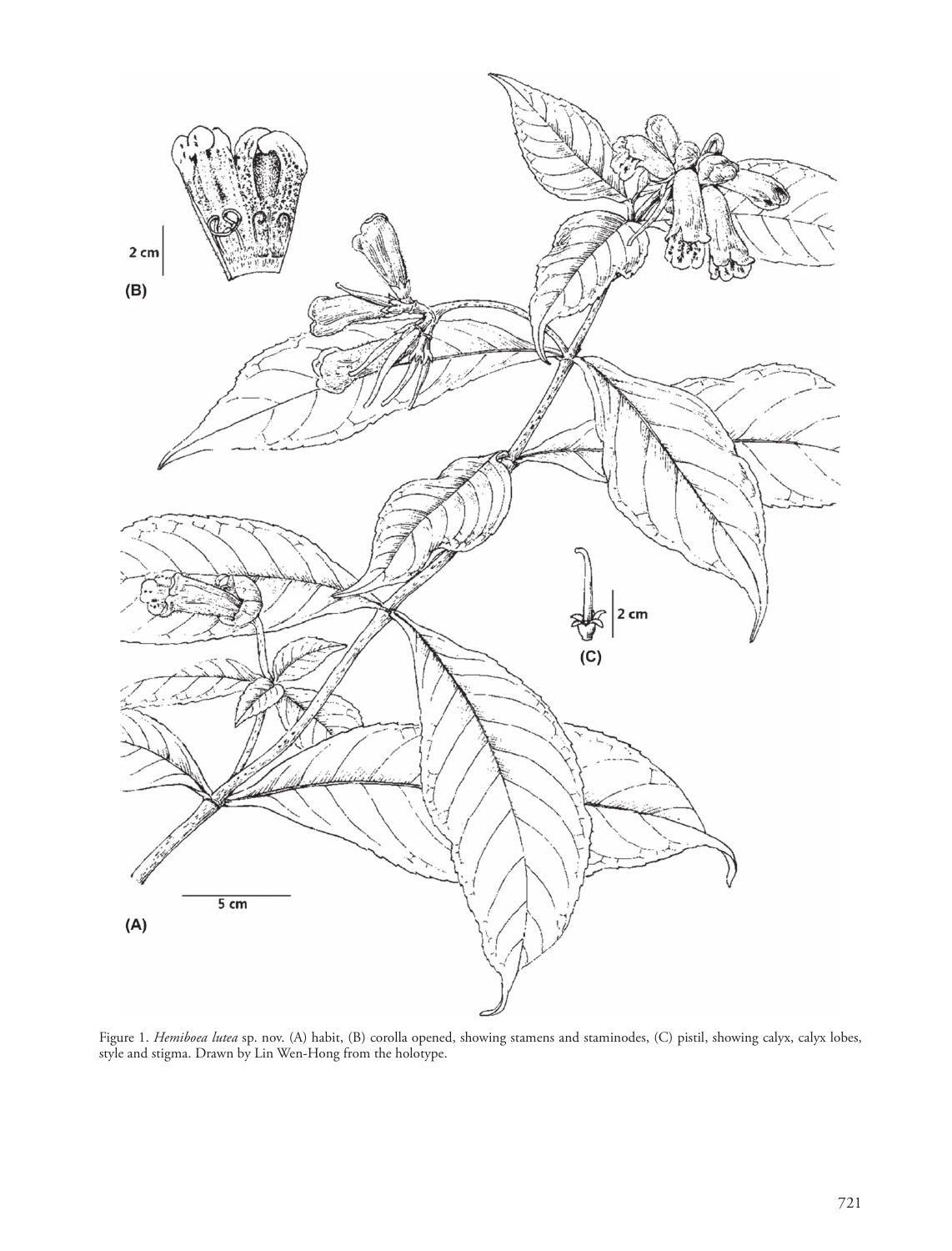Figure 1. *Hemiboea lutea* sp. nov. (A) habit, (B) corolla opened, showing stamens and staminodes, (C) pistil, showing calyx, calyx lobes, style and stigma. Drawn by Lin Wen-Hong from the holotype.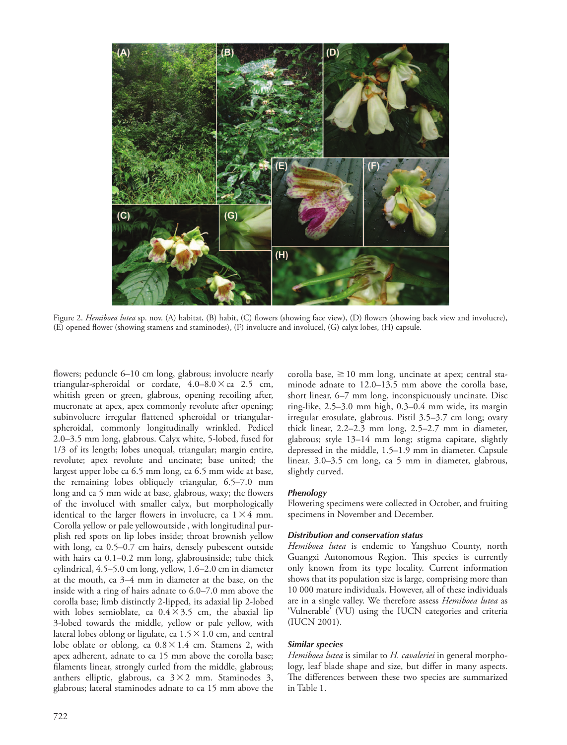Figure 2. *Hemiboea lutea* sp. nov. (A) habitat, (B) habit, (C) flowers (showing face view), (D) flowers (showing back view and involucre), (E) opened flower (showing stamens and staminodes), (F) involucre and involucel, (G) calyx lobes, (H) capsule.

flowers; peduncle 6–10 cm long, glabrous; involucre nearly triangular-spheroidal or cordate, 4.0–8.0 × ca 2.5 cm, whitish green or green, glabrous, opening recoiling after, mucronate at apex, apex commonly revolute after opening; subinvolucre irregular flattened spheroidal or triangular-spheroidal, commonly longitudinally wrinkled. Pedicel 2.0–3.5 mm long, glabrous. Calyx white, 5-lobed, fused for 1/3 of its length; lobes unequal, triangular; margin entire, revolute; apex revolute and uncinate; base united; the largest upper lobe ca 6.5 mm long, ca 6.5 mm wide at base, the remaining lobes obliquely triangular, 6.5–7.0 mm long and ca 5 mm wide at base, glabrous, waxy; the flowers of the involucel with smaller calyx, but morphologically identical to the larger flowers in involucre, ca 1 × 4 mm. Corolla yellow or pale yellowoutside , with longitudinal purplish red spots on lip lobes inside; throat brownish yellow with long, ca 0.5–0.7 cm hairs, densely pubescent outside with hairs ca 0.1–0.2 mm long, glabrousinside; tube thick cylindrical, 4.5–5.0 cm long, yellow, 1.6–2.0 cm in diameter at the mouth, ca 3–4 mm in diameter at the base, on the inside with a ring of hairs adnate to 6.0–7.0 mm above the corolla base; limb distinctly 2-lipped, its adaxial lip 2-lobed with lobes semioblate, ca 0.4 × 3.5 cm, the abaxial lip 3-lobed towards the middle, yellow or pale yellow, with lateral lobes oblong or ligulate, ca 1.5 × 1.0 cm, and central lobe oblate or oblong, ca 0.8 × 1.4 cm. Stamens 2, with apex adherent, adnate to ca 15 mm above the corolla base; filaments linear, strongly curled from the middle, glabrous; anthers elliptic, glabrous, ca 3 × 2 mm. Staminodes 3, glabrous; lateral staminodes adnate to ca 15 mm above the corolla base, ≥ 10 mm long, uncinate at apex; central staminode adnate to 12.0–13.5 mm above the corolla base, short linear, 6–7 mm long, inconspicuously uncinate. Disc ring-like, 2.5–3.0 mm high, 0.3–0.4 mm wide, its margin irregular erosulate, glabrous. Pistil 3.5–3.7 cm long; ovary thick linear, 2.2–2.3 mm long, 2.5–2.7 mm in diameter, glabrous; style 13–14 mm long; stigma capitate, slightly depressed in the middle, 1.5–1.9 mm in diameter. Capsule linear, 3.0–3.5 cm long, ca 5 mm in diameter, glabrous, slightly curved.

### *Phenology*

Flowering specimens were collected in October, and fruiting specimens in November and December.

### *Distribution and conservation status*

*Hemiboea lutea* is endemic to Yangshuo County, north Guangxi Autonomous Region. This species is currently only known from its type locality. Current information shows that its population size is large, comprising more than 10 000 mature individuals. However, all of these individuals are in a single valley. We therefore assess *Hemiboea lutea* as 'Vulnerable' (VU) using the IUCN categories and criteria (IUCN 2001).

### *Similar species*

*Hemiboea lutea* is similar to *H. cavaleriei* in general morphology, leaf blade shape and size, but differ in many aspects. The differences between these two species are summarized in Table 1.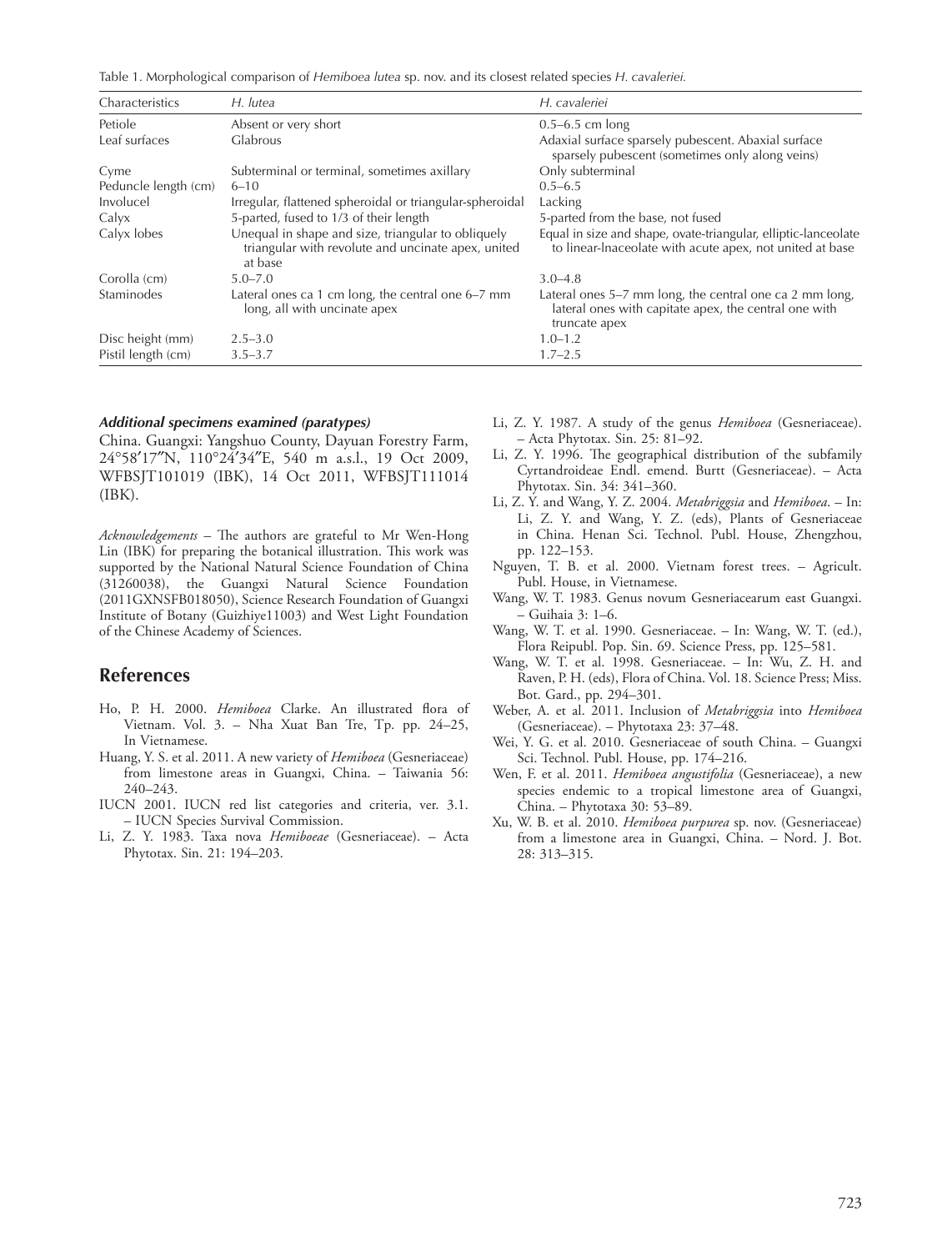Table 1. Morphological comparison of *Hemiboea lutea* sp. nov. and its closest related species *H. cavaleriei.*

| Characteristics | *H. lutea* | *H. cavaleriei* |
|---|---|---|
| Petiole | Absent or very short | 0.5–6.5 cm long |
| Leaf surfaces | Glabrous | Adaxial surface sparsely pubescent. Abaxial surface sparsely pubescent (sometimes only along veins) |
| Cyme | Subterminal or terminal, sometimes axillary | Only subterminal |
| Peduncle length (cm) | 6–10 | 0.5–6.5 |
| Involucel | Irregular, flattened spheroidal or triangular-spheroidal | Lacking |
| Calyx | 5-parted, fused to 1/3 of their length | 5-parted from the base, not fused |
| Calyx lobes | Unequal in shape and size, triangular to obliquely triangular with revolute and uncinate apex, united at base | Equal in size and shape, ovate-triangular, elliptic-lanceolate to linear-lnaceolate with acute apex, not united at base |
| Corolla (cm) | 5.0–7.0 | 3.0–4.8 |
| Staminodes | Lateral ones ca 1 cm long, the central one 6–7 mm long, all with uncinate apex | Lateral ones 5–7 mm long, the central one ca 2 mm long, lateral ones with capitate apex, the central one with truncate apex |
| Disc height (mm) | 2.5–3.0 | 1.0–1.2 |
| Pistil length (cm) | 3.5–3.7 | 1.7–2.5 |

***Additional specimens examined (paratypes)***

China. Guangxi: Yangshuo County, Dayuan Forestry Farm, 24°58′17″N, 110°24′34″E, 540 m a.s.l., 19 Oct 2009, WFBSJT101019 (IBK), 14 Oct 2011, WFBSJT111014 (IBK).

*Acknowledgements* – The authors are grateful to Mr Wen-Hong Lin (IBK) for preparing the botanical illustration. This work was supported by the National Natural Science Foundation of China (31260038), the Guangxi Natural Science Foundation (2011GXNSFB018050), Science Research Foundation of Guangxi Institute of Botany (Guizhiye11003) and West Light Foundation of the Chinese Academy of Sciences.

## References

Ho, P. H. 2000. *Hemiboea* Clarke. An illustrated flora of Vietnam. Vol. 3. – Nha Xuat Ban Tre, Tp. pp. 24–25, In Vietnamese.

Huang, Y. S. et al. 2011. A new variety of *Hemiboea* (Gesneriaceae) from limestone areas in Guangxi, China. – Taiwania 56: 240–243.

IUCN 2001. IUCN red list categories and criteria, ver. 3.1. – IUCN Species Survival Commission.

Li, Z. Y. 1983. Taxa nova *Hemiboeae* (Gesneriaceae). – Acta Phytotax. Sin. 21: 194–203.

Li, Z. Y. 1987. A study of the genus *Hemiboea* (Gesneriaceae). – Acta Phytotax. Sin. 25: 81–92.

Li, Z. Y. 1996. The geographical distribution of the subfamily Cyrtandroideae Endl. emend. Burtt (Gesneriaceae). – Acta Phytotax. Sin. 34: 341–360.

Li, Z. Y. and Wang, Y. Z. 2004. *Metabriggsia* and *Hemiboea*. – In: Li, Z. Y. and Wang, Y. Z. (eds), Plants of Gesneriaceae in China. Henan Sci. Technol. Publ. House, Zhengzhou, pp. 122–153.

Nguyen, T. B. et al. 2000. Vietnam forest trees. – Agricult. Publ. House, in Vietnamese.

Wang, W. T. 1983. Genus novum Gesneriacearum east Guangxi. – Guihaia 3: 1–6.

Wang, W. T. et al. 1990. Gesneriaceae. – In: Wang, W. T. (ed.), Flora Reipubl. Pop. Sin. 69. Science Press, pp. 125–581.

Wang, W. T. et al. 1998. Gesneriaceae. – In: Wu, Z. H. and Raven, P. H. (eds), Flora of China. Vol. 18. Science Press; Miss. Bot. Gard., pp. 294–301.

Weber, A. et al. 2011. Inclusion of *Metabriggsia* into *Hemiboea* (Gesneriaceae). – Phytotaxa 23: 37–48.

Wei, Y. G. et al. 2010. Gesneriaceae of south China. – Guangxi Sci. Technol. Publ. House, pp. 174–216.

Wen, F. et al. 2011. *Hemiboea angustifolia* (Gesneriaceae), a new species endemic to a tropical limestone area of Guangxi, China. – Phytotaxa 30: 53–89.

Xu, W. B. et al. 2010. *Hemiboea purpurea* sp. nov. (Gesneriaceae) from a limestone area in Guangxi, China. – Nord. J. Bot. 28: 313–315.